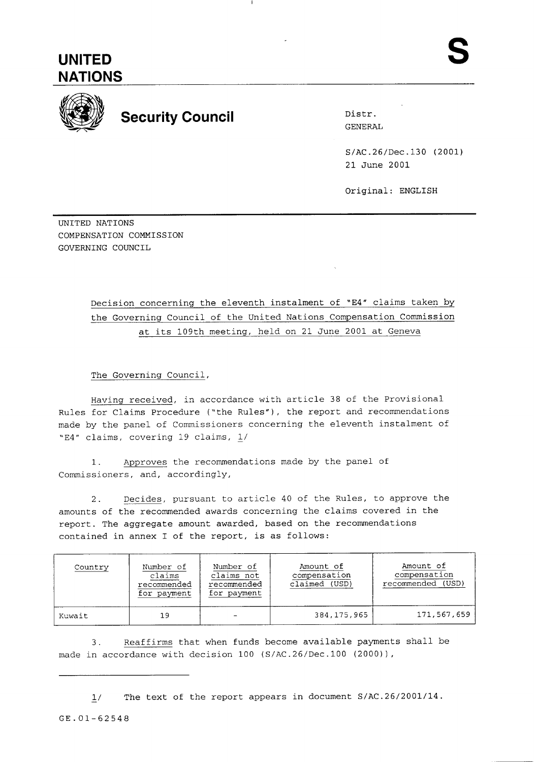# UNITED NATIONS

**S**

## Security Council

Distr.
GENERAL

S/AC.26/Dec.130 (2001)
21 June 2001

Original: ENGLISH

UNITED NATIONS
COMPENSATION COMMISSION
GOVERNING COUNCIL

Decision concerning the eleventh instalment of "E4" claims taken by the Governing Council of the United Nations Compensation Commission at its 109th meeting, held on 21 June 2001 at Geneva

The Governing Council,

Having received, in accordance with article 38 of the Provisional Rules for Claims Procedure ("the Rules"), the report and recommendations made by the panel of Commissioners concerning the eleventh instalment of "E4" claims, covering 19 claims, 1/

1. Approves the recommendations made by the panel of Commissioners, and, accordingly,

2. Decides, pursuant to article 40 of the Rules, to approve the amounts of the recommended awards concerning the claims covered in the report. The aggregate amount awarded, based on the recommendations contained in annex I of the report, is as follows:

| Country | Number of claims recommended for payment | Number of claims not recommended for payment | Amount of compensation claimed (USD) | Amount of compensation recommended (USD) |
|---|---|---|---|---|
| Kuwait | 19 | - | 384,175,965 | 171,567,659 |

3. Reaffirms that when funds become available payments shall be made in accordance with decision 100 (S/AC.26/Dec.100 (2000)),

---

1/ The text of the report appears in document S/AC.26/2001/14.

GE.01-62548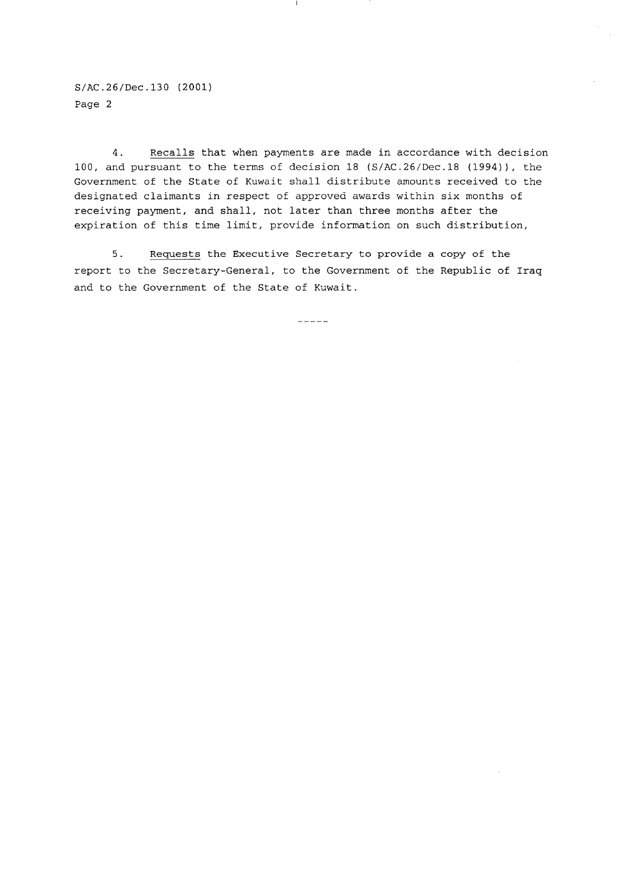4. Recalls that when payments are made in accordance with decision 100, and pursuant to the terms of decision 18 (S/AC.26/Dec.18 (1994)), the Government of the State of Kuwait shall distribute amounts received to the designated claimants in respect of approved awards within six months of receiving payment, and shall, not later than three months after the expiration of this time limit, provide information on such distribution,

5. Requests the Executive Secretary to provide a copy of the report to the Secretary-General, to the Government of the Republic of Iraq and to the Government of the State of Kuwait.

-----